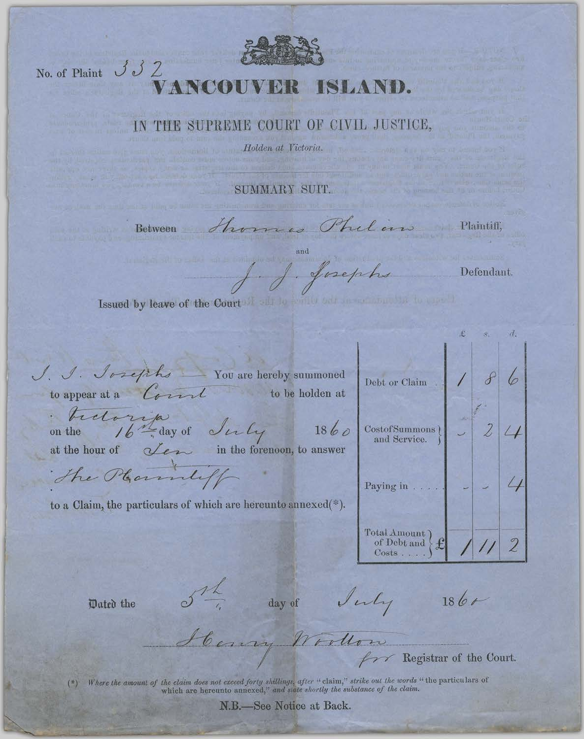No. of Plaint 332

# VANCOUVER ISLAND.

## IN THE SUPREME COURT OF CIVIL JUSTICE,

*Holden at Victoria.*

### SUMMARY SUIT.

Between Thomas Phelan Plaintiff,

and

J. J. Josephs Defendant.

Issued by leave of the Court

J. J. Josephs You are hereby summoned to appear at a Court to be holden at Victoria on the 16th day of July 1860 at the hour of Ten in the forenoon, to answer the Plaintiff to a Claim, the particulars of which are hereunto annexed(*).

| | £ | s. | d. |
|---|---|---|---|
| Debt or Claim | 1 | 8 | 6 |
| Cost of Summons and Service. | - | 2 | 4 |
| Paying in | - | - | 4 |
| Total Amount of Debt and Costs £ | 1 | 11 | 2 |

Dated the 5th day of July 1860

Henry Wootton
for Registrar of the Court.

(*) *Where the amount of the claim does not exceed forty shillings, after "claim," strike out the words "the particulars of which are hereunto annexed," and state shortly the substance of the claim.*

N.B.—See Notice at Back.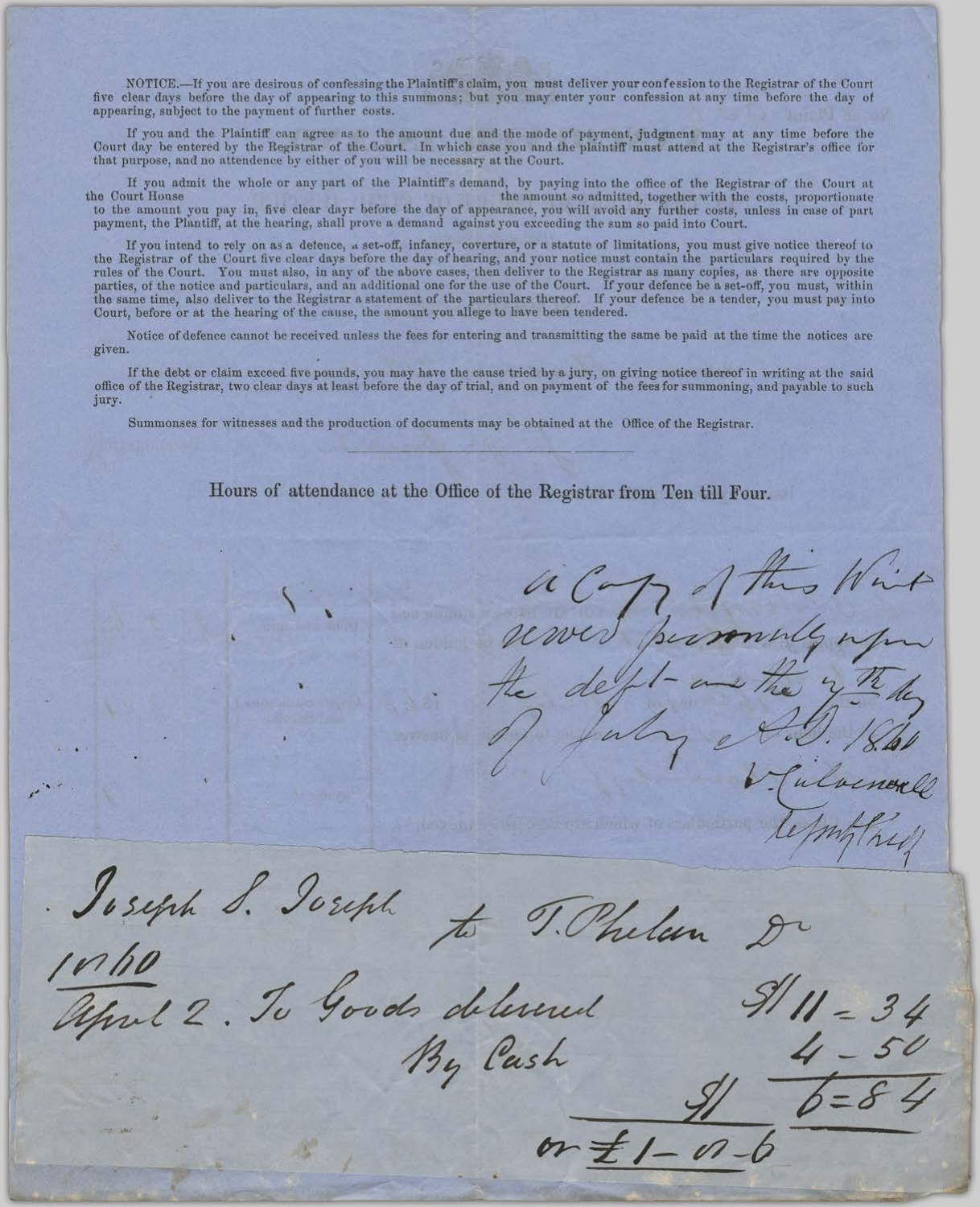NOTICE.—If you are desirous of confessing the Plaintiff's claim, you must deliver your confession to the Registrar of the Court five clear days before the day of appearing to this summons; but you may enter your confession at any time before the day of appearing, subject to the payment of further costs.

If you and the Plaintiff can agree as to the amount due and the mode of payment, judgment may at any time before the Court day be entered by the Registrar of the Court. In which case you and the plaintiff must attend at the Registrar's office for that purpose, and no attendence by either of you will be necessary at the Court.

If you admit the whole or any part of the Plaintiff's demand, by paying into the office of the Registrar of the Court at the Court House the amount so admitted, together with the costs, proportionate to the amount you pay in, five clear dayr before the day of appearance, you will avoid any further costs, unless in case of part payment, the Plantiff, at the hearing, shall prove a demand against you exceeding the sum so paid into Court.

If you intend to rely on as a defence, a set-off, infancy, coverture, or a statute of limitations, you must give notice thereof to the Registrar of the Court five clear days before the day of hearing, and your notice must contain the particulars required by the rules of the Court. You must also, in any of the above cases, then deliver to the Registrar as many copies, as there are opposite parties, of the notice and particulars, and an additional one for the use of the Court. If your defence be a set-off, you must, within the same time, also deliver to the Registrar a statement of the particulars thereof. If your defence be a tender, you must pay into Court, before or at the hearing of the cause, the amount you allege to have been tendered.

Notice of defence cannot be received unless the fees for entering and transmitting the same be paid at the time the notices are given.

If the debt or claim exceed five pounds, you may have the cause tried by a jury, on giving notice thereof in writing at the said office of the Registrar, two clear days at least before the day of trial, and on payment of the fees for summoning, and payable to such jury.

Summonses for witnesses and the production of documents may be obtained at the Office of the Registrar.

---

Hours of attendance at the Office of the Registrar from Ten till Four.

A Copy of this Writ served personally upon the deft. on the 7th day of July A.D. 1860
V. Culvernell
Deputy Sheriff

Joseph S. Joseph to T. Phelan Dr

1860

April 2. To Goods delivered $11 = 34

By Cash 4 - 50

$ 6 = 84

or £1 - 10 - 6